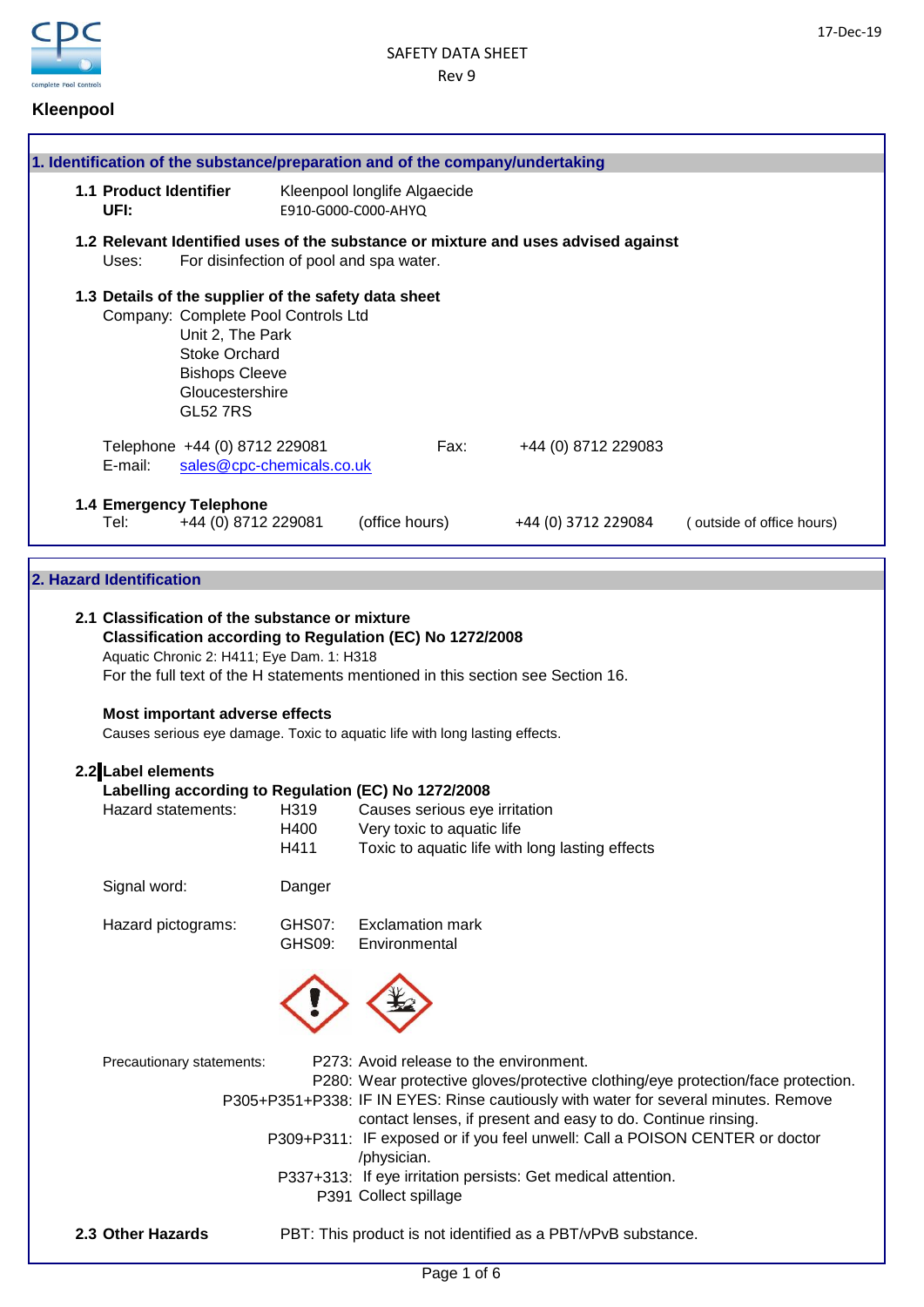**Kleenpool**

SAFETY DATA SHEET
Rev 9

17-Dec-19

## 1. Identification of the substance/preparation and of the company/undertaking

**1.1 Product Identifier** Kleenpool longlife Algaecide
**UFI:** E910-G000-C000-AHYQ

**1.2 Relevant Identified uses of the substance or mixture and uses advised against**
Uses: For disinfection of pool and spa water.

**1.3 Details of the supplier of the safety data sheet**
Company: Complete Pool Controls Ltd
Unit 2, The Park
Stoke Orchard
Bishops Cleeve
Gloucestershire
GL52 7RS

Telephone +44 (0) 8712 229081 Fax: +44 (0) 8712 229083
E-mail: sales@cpc-chemicals.co.uk

**1.4 Emergency Telephone**
Tel: +44 (0) 8712 229081 (office hours) +44 (0) 3712 229084 ( outside of office hours)

## 2. Hazard Identification

**2.1 Classification of the substance or mixture**
**Classification according to Regulation (EC) No 1272/2008**
Aquatic Chronic 2: H411; Eye Dam. 1: H318
For the full text of the H statements mentioned in this section see Section 16.

**Most important adverse effects**
Causes serious eye damage. Toxic to aquatic life with long lasting effects.

**2.2 Label elements**
**Labelling according to Regulation (EC) No 1272/2008**

Hazard statements:
- H319 Causes serious eye irritation
- H400 Very toxic to aquatic life
- H411 Toxic to aquatic life with long lasting effects

Signal word: Danger

Hazard pictograms:
- GHS07: Exclamation mark
- GHS09: Environmental

Precautionary statements:
- P273: Avoid release to the environment.
- P280: Wear protective gloves/protective clothing/eye protection/face protection.
- P305+P351+P338: IF IN EYES: Rinse cautiously with water for several minutes. Remove contact lenses, if present and easy to do. Continue rinsing.
- P309+P311: IF exposed or if you feel unwell: Call a POISON CENTER or doctor /physician.
- P337+313: If eye irritation persists: Get medical attention.
- P391 Collect spillage

**2.3 Other Hazards** PBT: This product is not identified as a PBT/vPvB substance.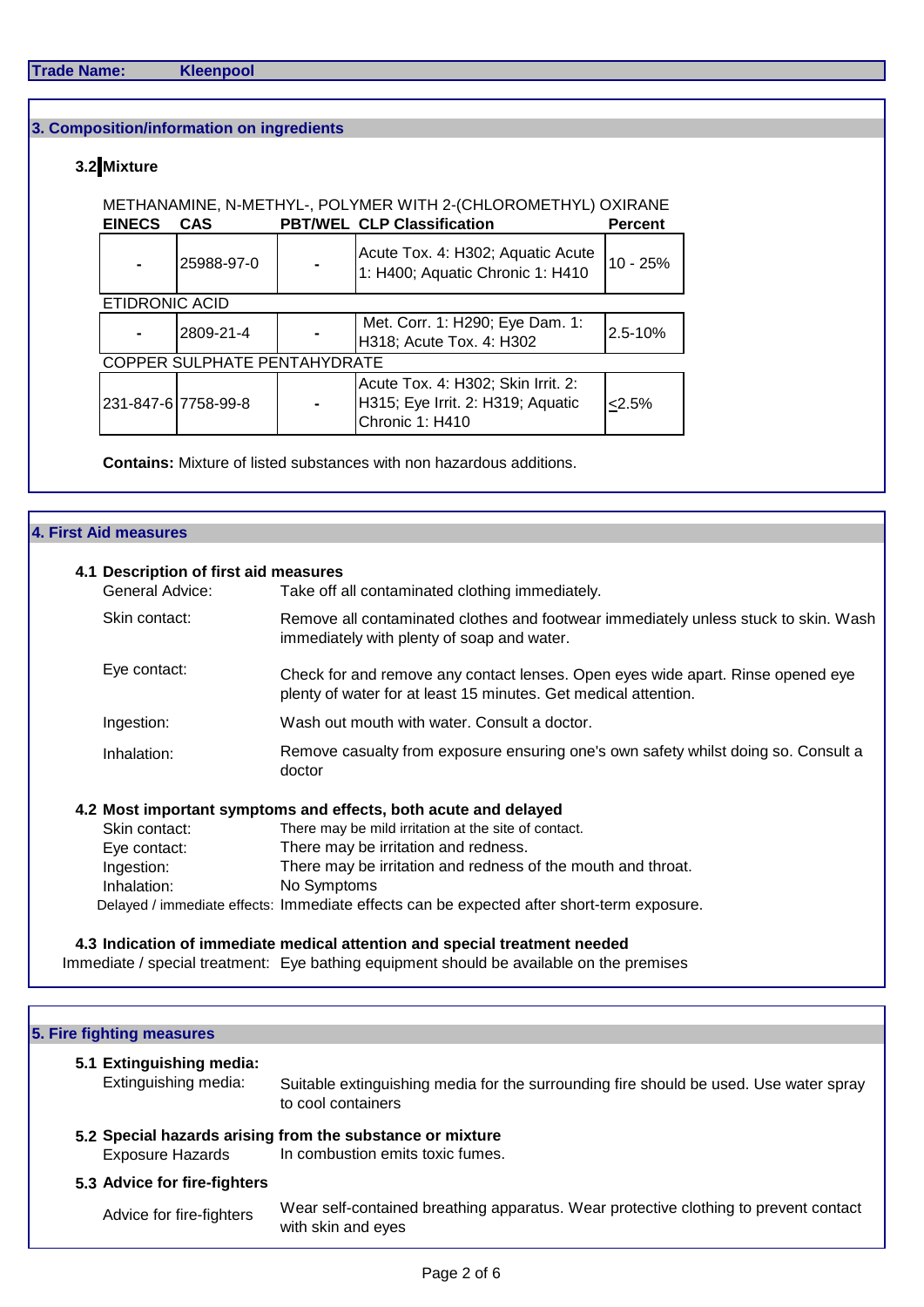**Trade Name:** Kleenpool

## 3. Composition/information on ingredients

### 3.2 Mixture

| EINECS | CAS | PBT/WEL | CLP Classification | Percent |
|---|---|---|---|---|
| METHANAMINE, N-METHYL-, POLYMER WITH 2-(CHLOROMETHYL) OXIRANE | | | | |
| - | 25988-97-0 | - | Acute Tox. 4: H302; Aquatic Acute 1: H400; Aquatic Chronic 1: H410 | 10 - 25% |
| ETIDRONIC ACID | | | | |
| - | 2809-21-4 | - | Met. Corr. 1: H290; Eye Dam. 1: H318; Acute Tox. 4: H302 | 2.5-10% |
| COPPER SULPHATE PENTAHYDRATE | | | | |
| 231-847-6 | 7758-99-8 | - | Acute Tox. 4: H302; Skin Irrit. 2: H315; Eye Irrit. 2: H319; Aquatic Chronic 1: H410 | ≤2.5% |

**Contains:** Mixture of listed substances with non hazardous additions.

## 4. First Aid measures

### 4.1 Description of first aid measures

General Advice: Take off all contaminated clothing immediately.

Skin contact: Remove all contaminated clothes and footwear immediately unless stuck to skin. Wash immediately with plenty of soap and water.

Eye contact: Check for and remove any contact lenses. Open eyes wide apart. Rinse opened eye plenty of water for at least 15 minutes. Get medical attention.

Ingestion: Wash out mouth with water. Consult a doctor.

Inhalation: Remove casualty from exposure ensuring one's own safety whilst doing so. Consult a doctor

### 4.2 Most important symptoms and effects, both acute and delayed

Skin contact: There may be mild irritation at the site of contact.

Eye contact: There may be irritation and redness.

Ingestion: There may be irritation and redness of the mouth and throat.

Inhalation: No Symptoms

Delayed / immediate effects: Immediate effects can be expected after short-term exposure.

### 4.3 Indication of immediate medical attention and special treatment needed

Immediate / special treatment: Eye bathing equipment should be available on the premises

## 5. Fire fighting measures

### 5.1 Extinguishing media:

Extinguishing media: Suitable extinguishing media for the surrounding fire should be used. Use water spray to cool containers

### 5.2 Special hazards arising from the substance or mixture

Exposure Hazards: In combustion emits toxic fumes.

### 5.3 Advice for fire-fighters

Advice for fire-fighters: Wear self-contained breathing apparatus. Wear protective clothing to prevent contact with skin and eyes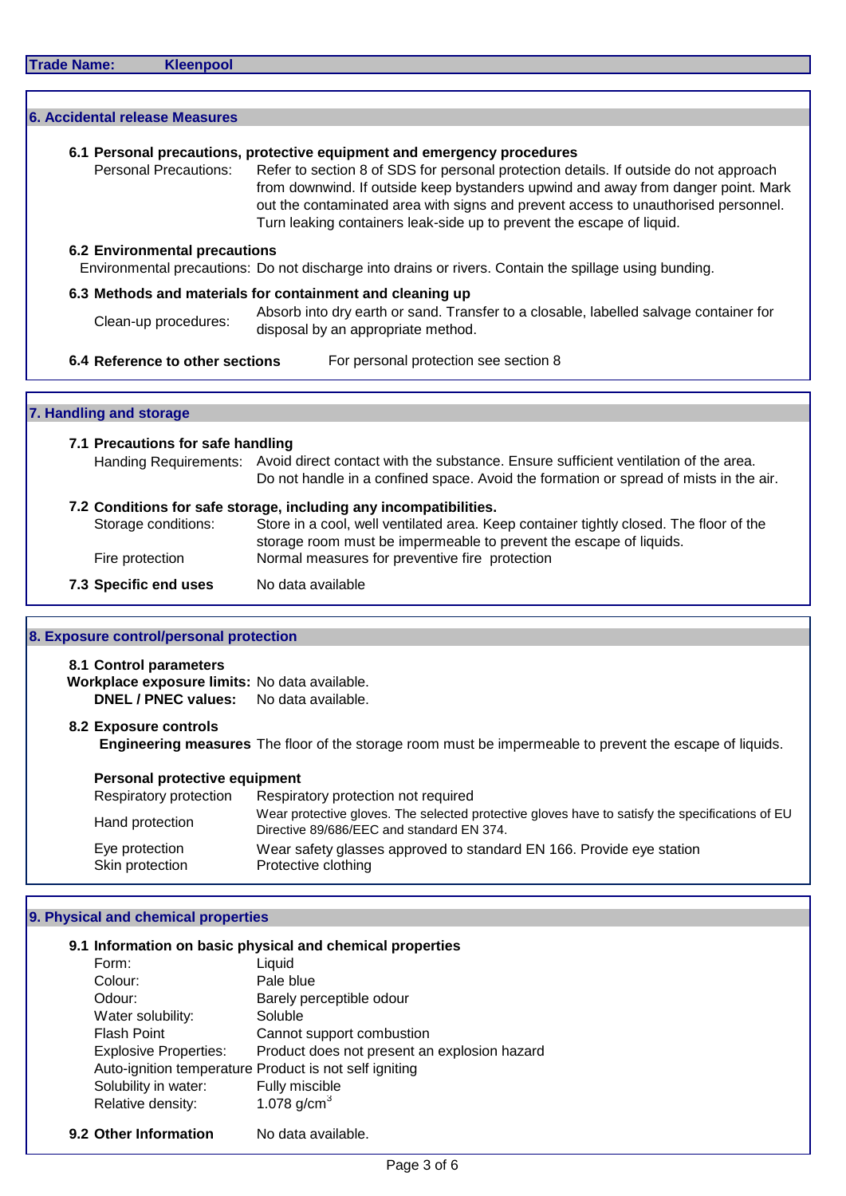**Trade Name: Kleenpool**

## 6. Accidental release Measures

### 6.1 Personal precautions, protective equipment and emergency procedures

Personal Precautions: Refer to section 8 of SDS for personal protection details. If outside do not approach from downwind. If outside keep bystanders upwind and away from danger point. Mark out the contaminated area with signs and prevent access to unauthorised personnel. Turn leaking containers leak-side up to prevent the escape of liquid.

### 6.2 Environmental precautions

Environmental precautions: Do not discharge into drains or rivers. Contain the spillage using bunding.

### 6.3 Methods and materials for containment and cleaning up

Clean-up procedures: Absorb into dry earth or sand. Transfer to a closable, labelled salvage container for disposal by an appropriate method.

### 6.4 Reference to other sections

For personal protection see section 8

## 7. Handling and storage

### 7.1 Precautions for safe handling

Handing Requirements: Avoid direct contact with the substance. Ensure sufficient ventilation of the area. Do not handle in a confined space. Avoid the formation or spread of mists in the air.

### 7.2 Conditions for safe storage, including any incompatibilities.

Storage conditions: Store in a cool, well ventilated area. Keep container tightly closed. The floor of the storage room must be impermeable to prevent the escape of liquids.

Fire protection: Normal measures for preventive fire protection

### 7.3 Specific end uses

No data available

## 8. Exposure control/personal protection

### 8.1 Control parameters

**Workplace exposure limits:** No data available.

**DNEL / PNEC values:** No data available.

### 8.2 Exposure controls

**Engineering measures** The floor of the storage room must be impermeable to prevent the escape of liquids.

**Personal protective equipment**

| | |
|---|---|
| Respiratory protection | Respiratory protection not required |
| Hand protection | Wear protective gloves. The selected protective gloves have to satisfy the specifications of EU Directive 89/686/EEC and standard EN 374. |
| Eye protection | Wear safety glasses approved to standard EN 166. Provide eye station |
| Skin protection | Protective clothing |

## 9. Physical and chemical properties

### 9.1 Information on basic physical and chemical properties

| | |
|---|---|
| Form: | Liquid |
| Colour: | Pale blue |
| Odour: | Barely perceptible odour |
| Water solubility: | Soluble |
| Flash Point | Cannot support combustion |
| Explosive Properties: | Product does not present an explosion hazard |
| Auto-ignition temperature | Product is not self igniting |
| Solubility in water: | Fully miscible |
| Relative density: | 1.078 $g/cm^3$ |

### 9.2 Other Information

No data available.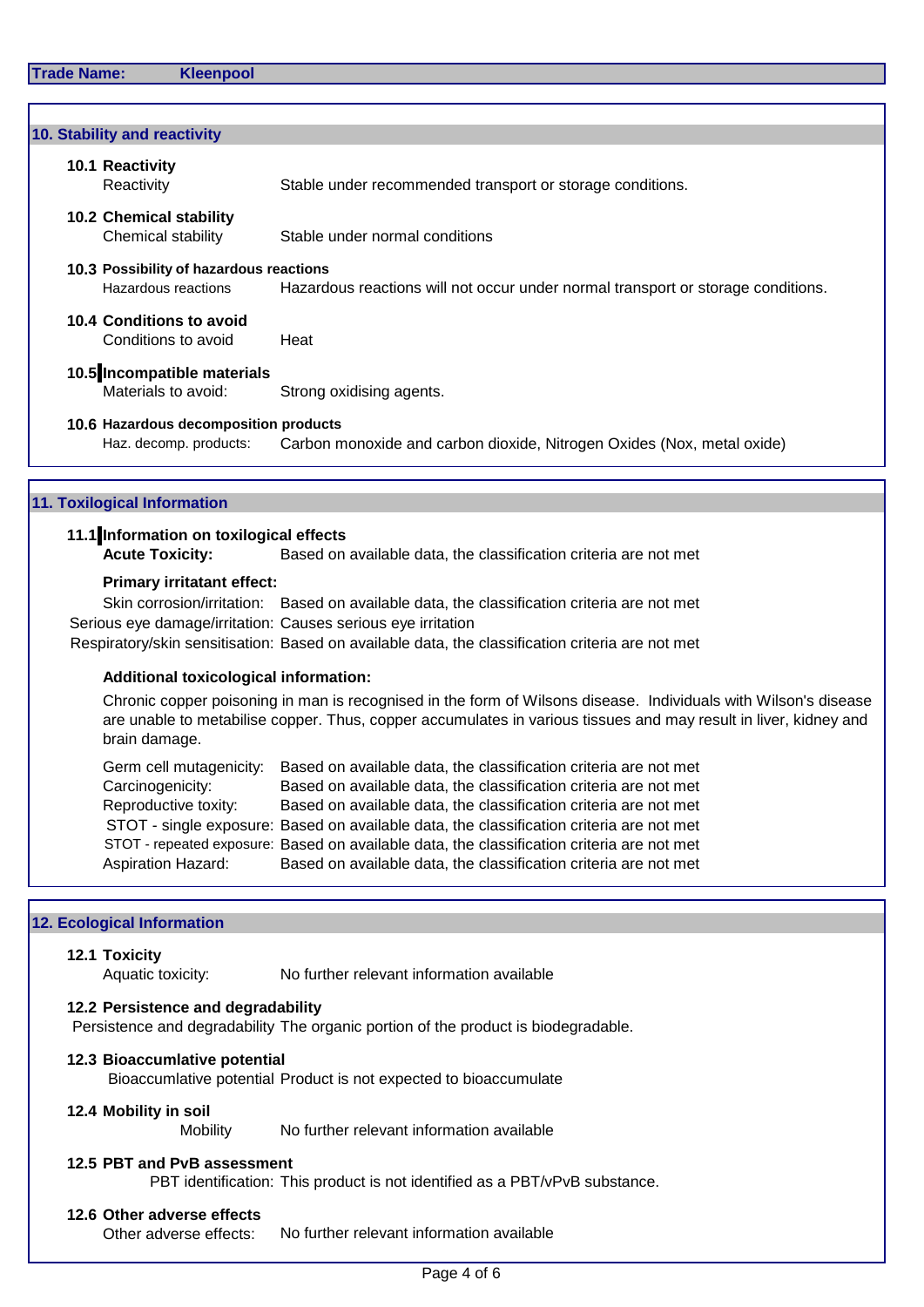**Trade Name:** Kleenpool

## 10. Stability and reactivity

### 10.1 Reactivity

Reactivity: Stable under recommended transport or storage conditions.

### 10.2 Chemical stability

Chemical stability: Stable under normal conditions

### 10.3 Possibility of hazardous reactions

Hazardous reactions: Hazardous reactions will not occur under normal transport or storage conditions.

### 10.4 Conditions to avoid

Conditions to avoid: Heat

### 10.5 Incompatible materials

Materials to avoid: Strong oxidising agents.

### 10.6 Hazardous decomposition products

Haz. decomp. products: Carbon monoxide and carbon dioxide, Nitrogen Oxides (Nox, metal oxide)

## 11. Toxilogical Information

### 11.1 Information on toxilogical effects

**Acute Toxicity:** Based on available data, the classification criteria are not met

**Primary irritatant effect:**

Skin corrosion/irritation: Based on available data, the classification criteria are not met
Serious eye damage/irritation: Causes serious eye irritation
Respiratory/skin sensitisation: Based on available data, the classification criteria are not met

**Additional toxicological information:**

Chronic copper poisoning in man is recognised in the form of Wilsons disease. Individuals with Wilson's disease are unable to metabilise copper. Thus, copper accumulates in various tissues and may result in liver, kidney and brain damage.

Germ cell mutagenicity: Based on available data, the classification criteria are not met
Carcinogenicity: Based on available data, the classification criteria are not met
Reproductive toxity: Based on available data, the classification criteria are not met
STOT - single exposure: Based on available data, the classification criteria are not met
STOT - repeated exposure: Based on available data, the classification criteria are not met
Aspiration Hazard: Based on available data, the classification criteria are not met

## 12. Ecological Information

### 12.1 Toxicity

Aquatic toxicity: No further relevant information available

### 12.2 Persistence and degradability

Persistence and degradability: The organic portion of the product is biodegradable.

### 12.3 Bioaccumlative potential

Bioaccumlative potential: Product is not expected to bioaccumulate

### 12.4 Mobility in soil

Mobility: No further relevant information available

### 12.5 PBT and PvB assessment

PBT identification: This product is not identified as a PBT/vPvB substance.

### 12.6 Other adverse effects

Other adverse effects: No further relevant information available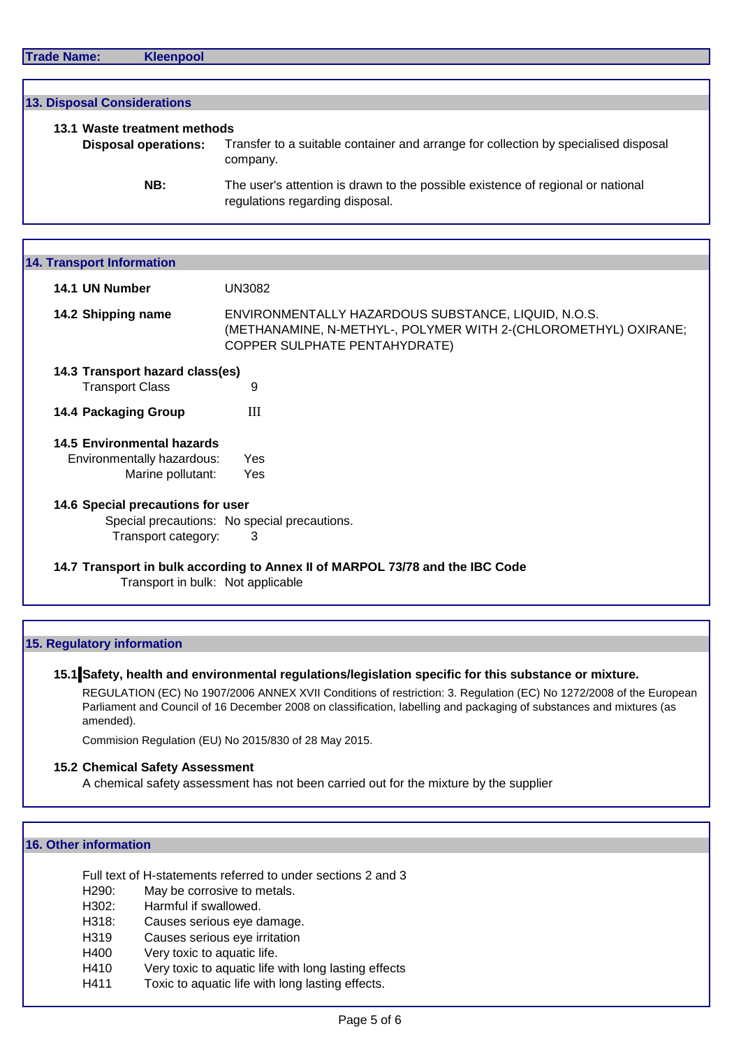**Trade Name:** **Kleenpool**

## 13. Disposal Considerations

### 13.1 Waste treatment methods

**Disposal operations:** Transfer to a suitable container and arrange for collection by specialised disposal company.

**NB:** The user's attention is drawn to the possible existence of regional or national regulations regarding disposal.

## 14. Transport Information

**14.1 UN Number** UN3082

**14.2 Shipping name** ENVIRONMENTALLY HAZARDOUS SUBSTANCE, LIQUID, N.O.S. (METHANAMINE, N-METHYL-, POLYMER WITH 2-(CHLOROMETHYL) OXIRANE; COPPER SULPHATE PENTAHYDRATE)

**14.3 Transport hazard class(es)**

Transport Class 9

**14.4 Packaging Group** III

**14.5 Environmental hazards**

Environmentally hazardous: Yes

Marine pollutant: Yes

**14.6 Special precautions for user**

Special precautions: No special precautions.

Transport category: 3

**14.7 Transport in bulk according to Annex II of MARPOL 73/78 and the IBC Code**

Transport in bulk: Not applicable

## 15. Regulatory information

**15.1 Safety, health and environmental regulations/legislation specific for this substance or mixture.**

REGULATION (EC) No 1907/2006 ANNEX XVII Conditions of restriction: 3. Regulation (EC) No 1272/2008 of the European Parliament and Council of 16 December 2008 on classification, labelling and packaging of substances and mixtures (as amended).

Commision Regulation (EU) No 2015/830 of 28 May 2015.

**15.2 Chemical Safety Assessment**

A chemical safety assessment has not been carried out for the mixture by the supplier

## 16. Other information

Full text of H-statements referred to under sections 2 and 3

H290: May be corrosive to metals.
H302: Harmful if swallowed.
H318: Causes serious eye damage.
H319 Causes serious eye irritation
H400 Very toxic to aquatic life.
H410 Very toxic to aquatic life with long lasting effects
H411 Toxic to aquatic life with long lasting effects.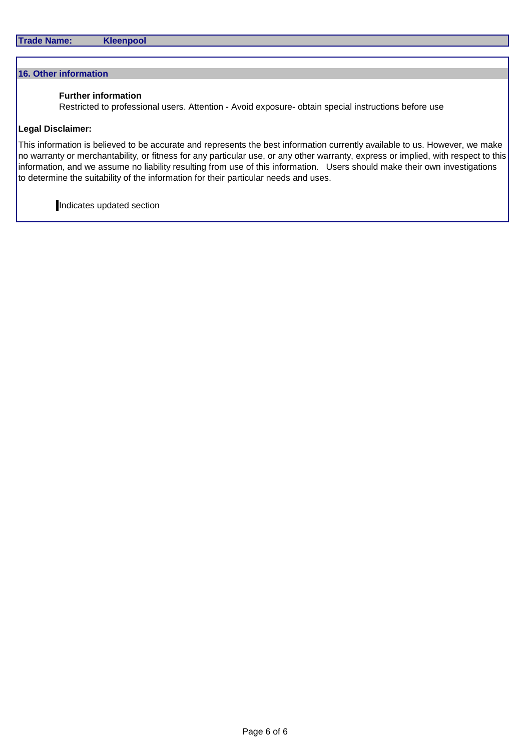**Trade Name:** **Kleenpool**

## 16. Other information

**Further information**

Restricted to professional users. Attention - Avoid exposure- obtain special instructions before use

**Legal Disclaimer:**

This information is believed to be accurate and represents the best information currently available to us. However, we make no warranty or merchantability, or fitness for any particular use, or any other warranty, express or implied, with respect to this information, and we assume no liability resulting from use of this information. Users should make their own investigations to determine the suitability of the information for their particular needs and uses.

▌Indicates updated section